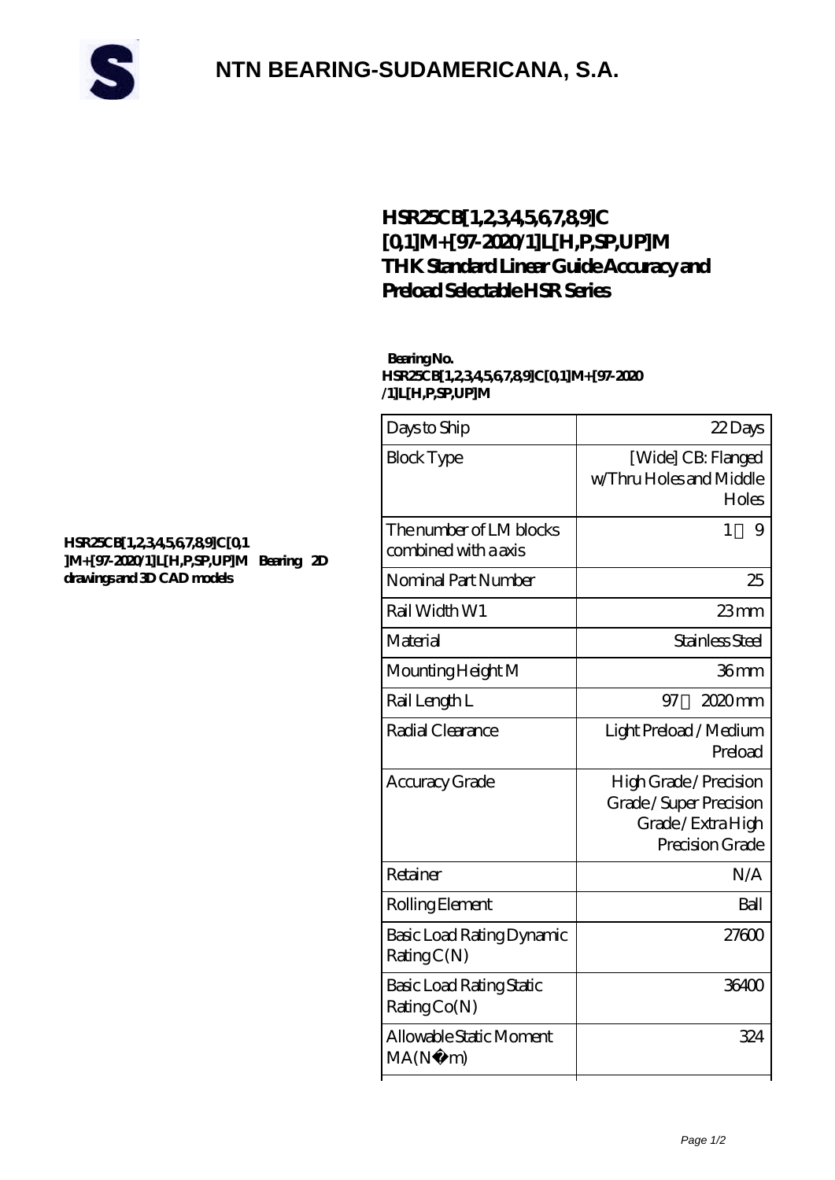# NTN BEARING-SUDAMERICANA, S.A.

## HSR25CB[1,2,3,4,5,6,7,8,9]C[0,1]M+[97-2020/1]L[H,P,SP,UP]M THK Standard Linear Guide Accuracy and Preload Selectable HSR Series

**HSR25CB[1,2,3,4,5,6,7,8,9]C[0,1]M+[97-2020/1]L[H,P,SP,UP]M Bearing 2D drawings and 3D CAD models**

**Bearing No. HSR25CB[1,2,3,4,5,6,7,8,9]C[0,1]M+[97-2020/1]L[H,P,SP,UP]M**

| | |
|---|---|
| Days to Ship | 22 Days |
| Block Type | [Wide] CB: Flanged w/Thru Holes and Middle Holes |
| The number of LM blocks combined with a axis | 1～9 |
| Nominal Part Number | 25 |
| Rail Width W1 | 23 mm |
| Material | Stainless Steel |
| Mounting Height M | 36 mm |
| Rail Length L | 97～2020 mm |
| Radial Clearance | Light Preload / Medium Preload |
| Accuracy Grade | High Grade / Precision Grade / Super Precision Grade / Extra High Precision Grade |
| Retainer | N/A |
| Rolling Element | Ball |
| Basic Load Rating Dynamic Rating C(N) | 27600 |
| Basic Load Rating Static Rating Co(N) | 36400 |
| Allowable Static Moment MA(N・m) | 324 |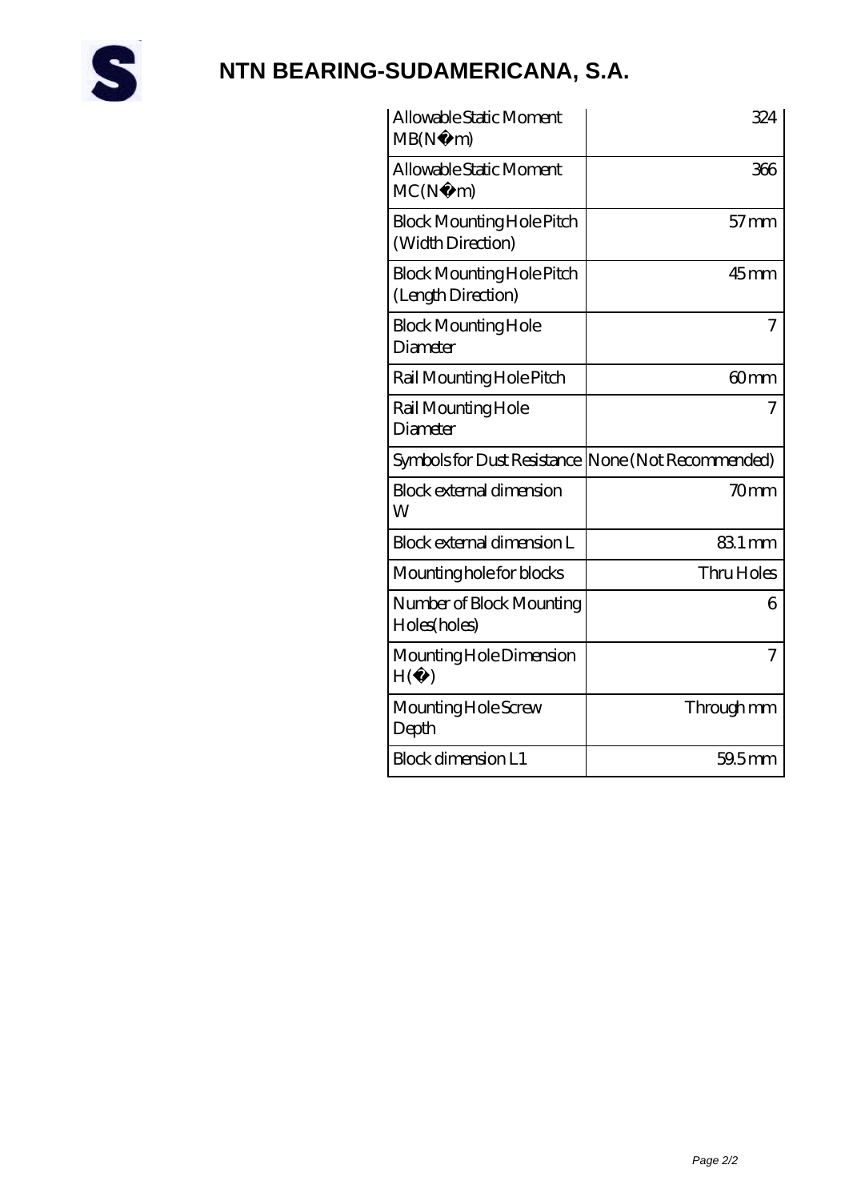# NTN BEARING-SUDAMERICANA, S.A.

| | |
|---|---|
| Allowable Static Moment MB(N�m) | 324 |
| Allowable Static Moment MC(N�m) | 366 |
| Block Mounting Hole Pitch (Width Direction) | 57 mm |
| Block Mounting Hole Pitch (Length Direction) | 45 mm |
| Block Mounting Hole Diameter | 7 |
| Rail Mounting Hole Pitch | 60 mm |
| Rail Mounting Hole Diameter | 7 |
| Symbols for Dust Resistance | None (Not Recommended) |
| Block external dimension W | 70 mm |
| Block external dimension L | 83.1 mm |
| Mounting hole for blocks | Thru Holes |
| Number of Block Mounting Holes(holes) | 6 |
| Mounting Hole Dimension H(�) | 7 |
| Mounting Hole Screw Depth | Through mm |
| Block dimension L1 | 59.5 mm |